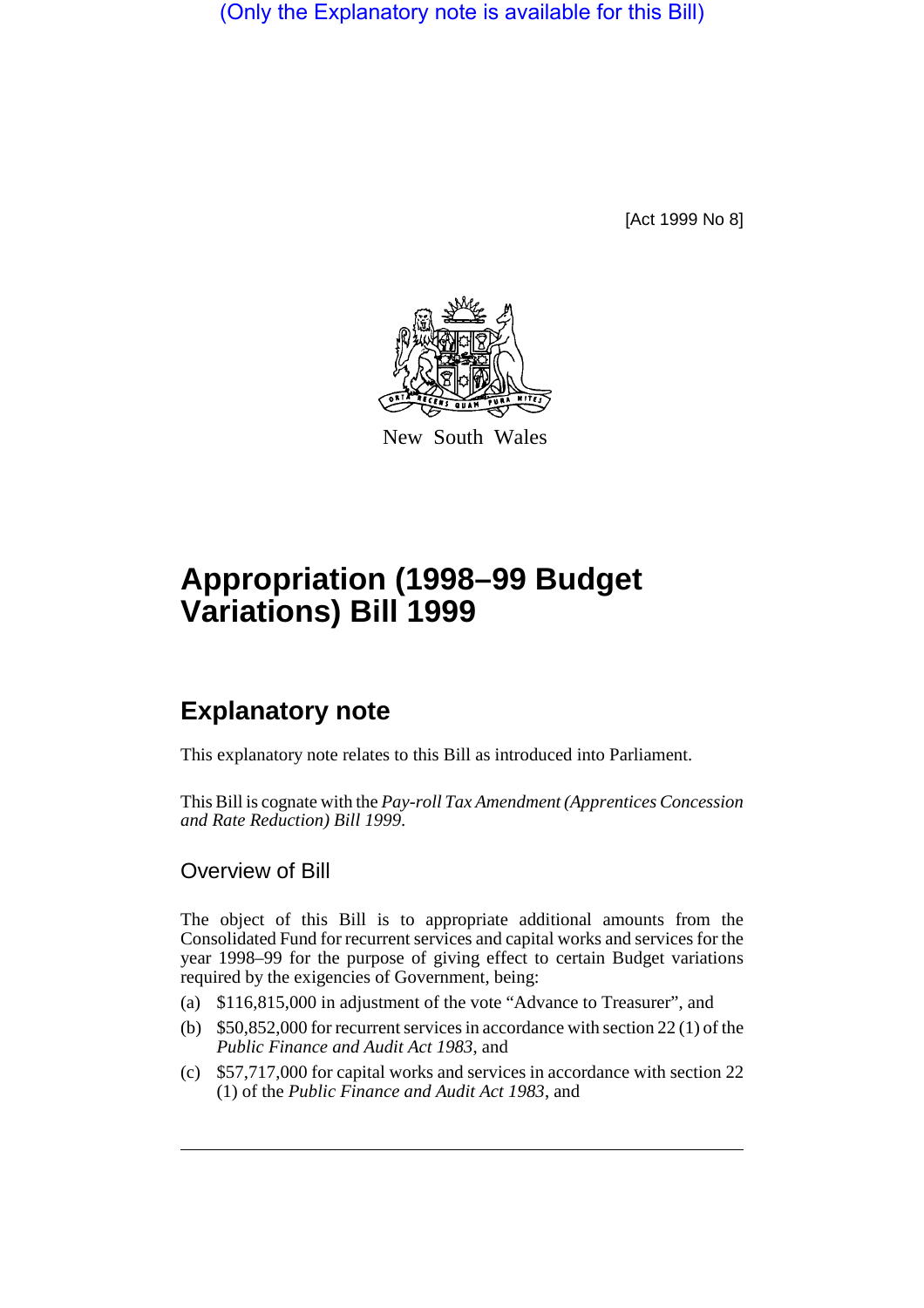(Only the Explanatory note is available for this Bill)

[Act 1999 No 8]

New South Wales

# Appropriation (1998–99 Budget Variations) Bill 1999

## Explanatory note

This explanatory note relates to this Bill as introduced into Parliament.

This Bill is cognate with the *Pay-roll Tax Amendment (Apprentices Concession and Rate Reduction) Bill 1999*.

### Overview of Bill

The object of this Bill is to appropriate additional amounts from the Consolidated Fund for recurrent services and capital works and services for the year 1998–99 for the purpose of giving effect to certain Budget variations required by the exigencies of Government, being:

(a) $116,815,000 in adjustment of the vote "Advance to Treasurer", and

(b) $50,852,000 for recurrent services in accordance with section 22 (1) of the *Public Finance and Audit Act 1983*, and

(c) $57,717,000 for capital works and services in accordance with section 22 (1) of the *Public Finance and Audit Act 1983*, and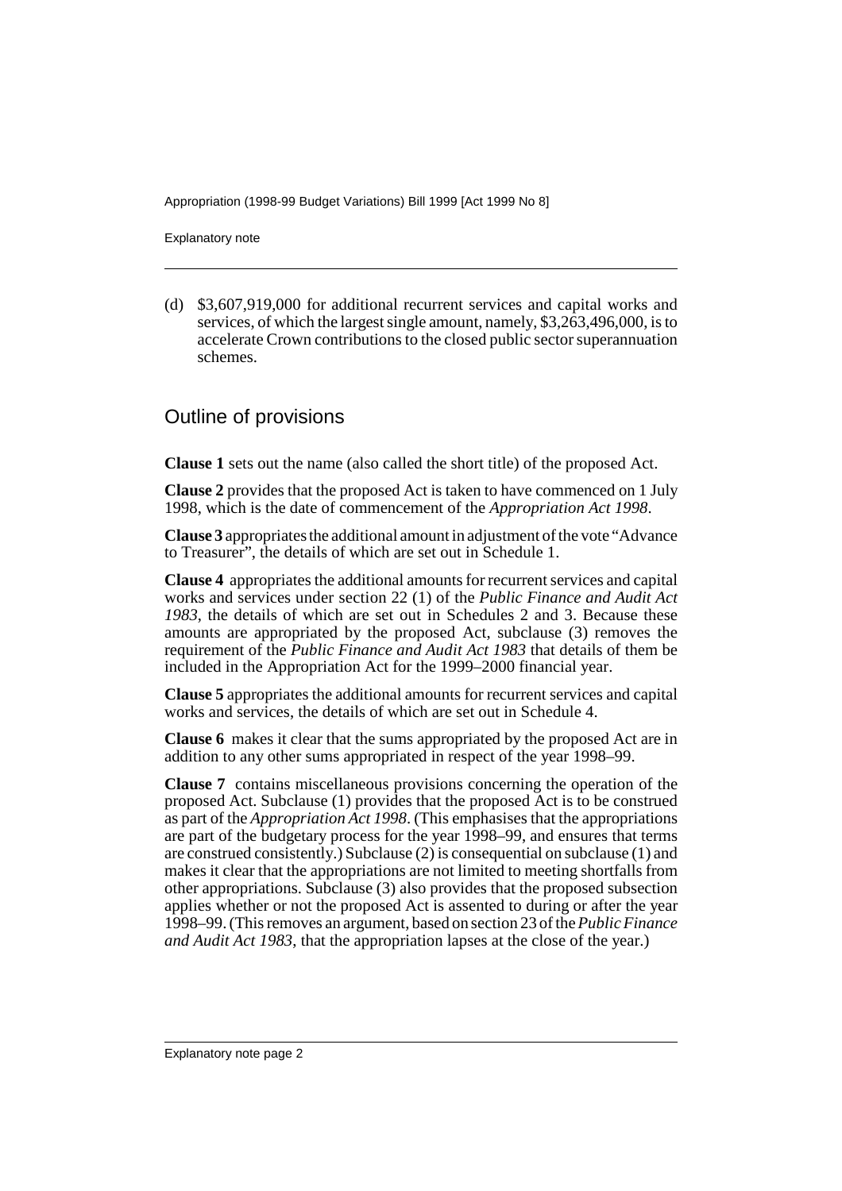(d) $3,607,919,000 for additional recurrent services and capital works and services, of which the largest single amount, namely, $3,263,496,000, is to accelerate Crown contributions to the closed public sector superannuation schemes.

## Outline of provisions

**Clause 1** sets out the name (also called the short title) of the proposed Act.

**Clause 2** provides that the proposed Act is taken to have commenced on 1 July 1998, which is the date of commencement of the *Appropriation Act 1998*.

**Clause 3** appropriates the additional amount in adjustment of the vote "Advance to Treasurer", the details of which are set out in Schedule 1.

**Clause 4** appropriates the additional amounts for recurrent services and capital works and services under section 22 (1) of the *Public Finance and Audit Act 1983*, the details of which are set out in Schedules 2 and 3. Because these amounts are appropriated by the proposed Act, subclause (3) removes the requirement of the *Public Finance and Audit Act 1983* that details of them be included in the Appropriation Act for the 1999–2000 financial year.

**Clause 5** appropriates the additional amounts for recurrent services and capital works and services, the details of which are set out in Schedule 4.

**Clause 6** makes it clear that the sums appropriated by the proposed Act are in addition to any other sums appropriated in respect of the year 1998–99.

**Clause 7** contains miscellaneous provisions concerning the operation of the proposed Act. Subclause (1) provides that the proposed Act is to be construed as part of the *Appropriation Act 1998*. (This emphasises that the appropriations are part of the budgetary process for the year 1998–99, and ensures that terms are construed consistently.) Subclause (2) is consequential on subclause (1) and makes it clear that the appropriations are not limited to meeting shortfalls from other appropriations. Subclause (3) also provides that the proposed subsection applies whether or not the proposed Act is assented to during or after the year 1998–99. (This removes an argument, based on section 23 of the *Public Finance and Audit Act 1983*, that the appropriation lapses at the close of the year.)